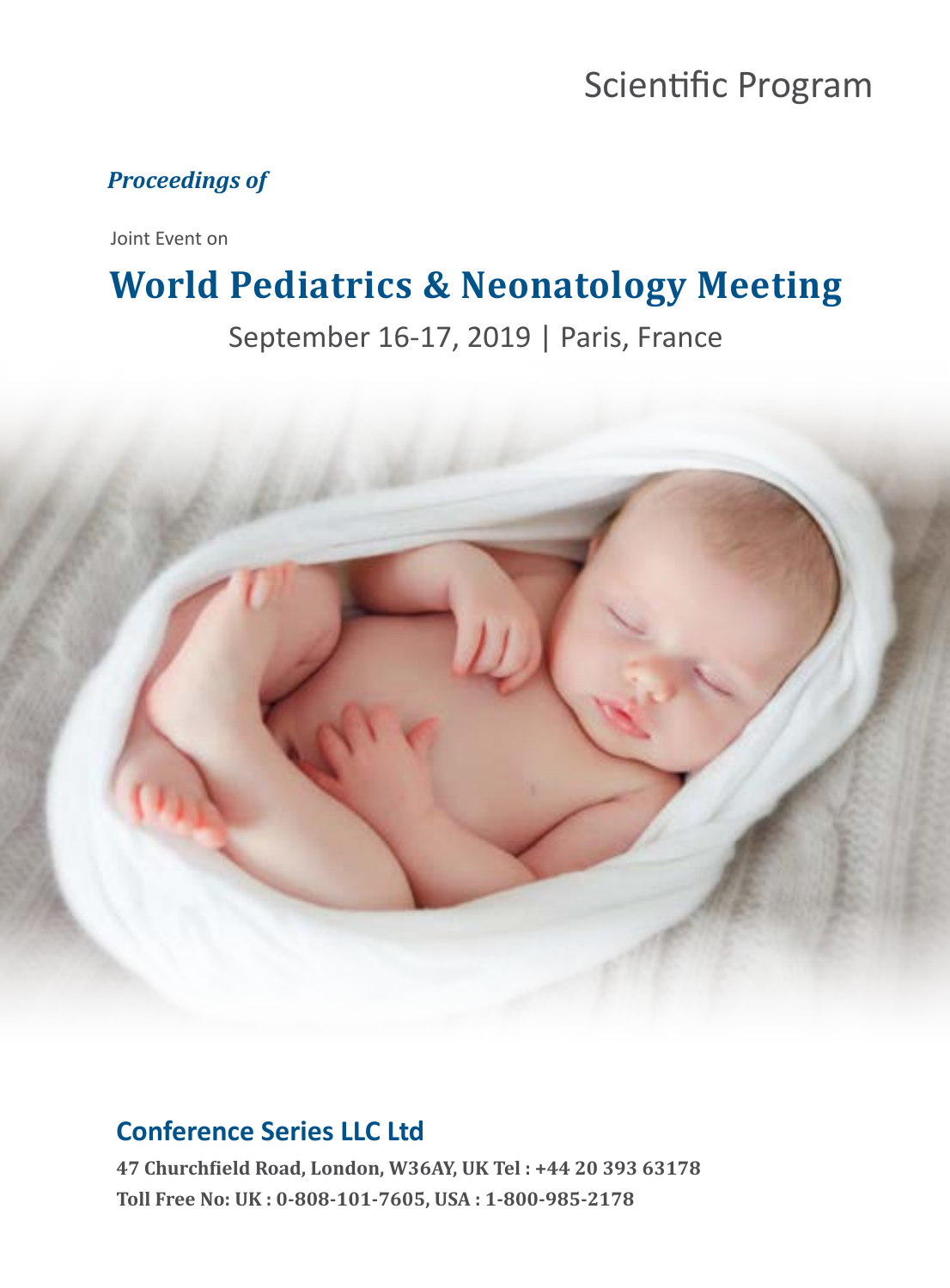Scientific Program

***Proceedings of***

Joint Event on

# World Pediatrics & Neonatology Meeting

September 16-17, 2019 | Paris, France

## Conference Series LLC Ltd

**47 Churchfield Road, London, W36AY, UK Tel : +44 20 393 63178**

**Toll Free No: UK : 0-808-101-7605, USA : 1-800-985-2178**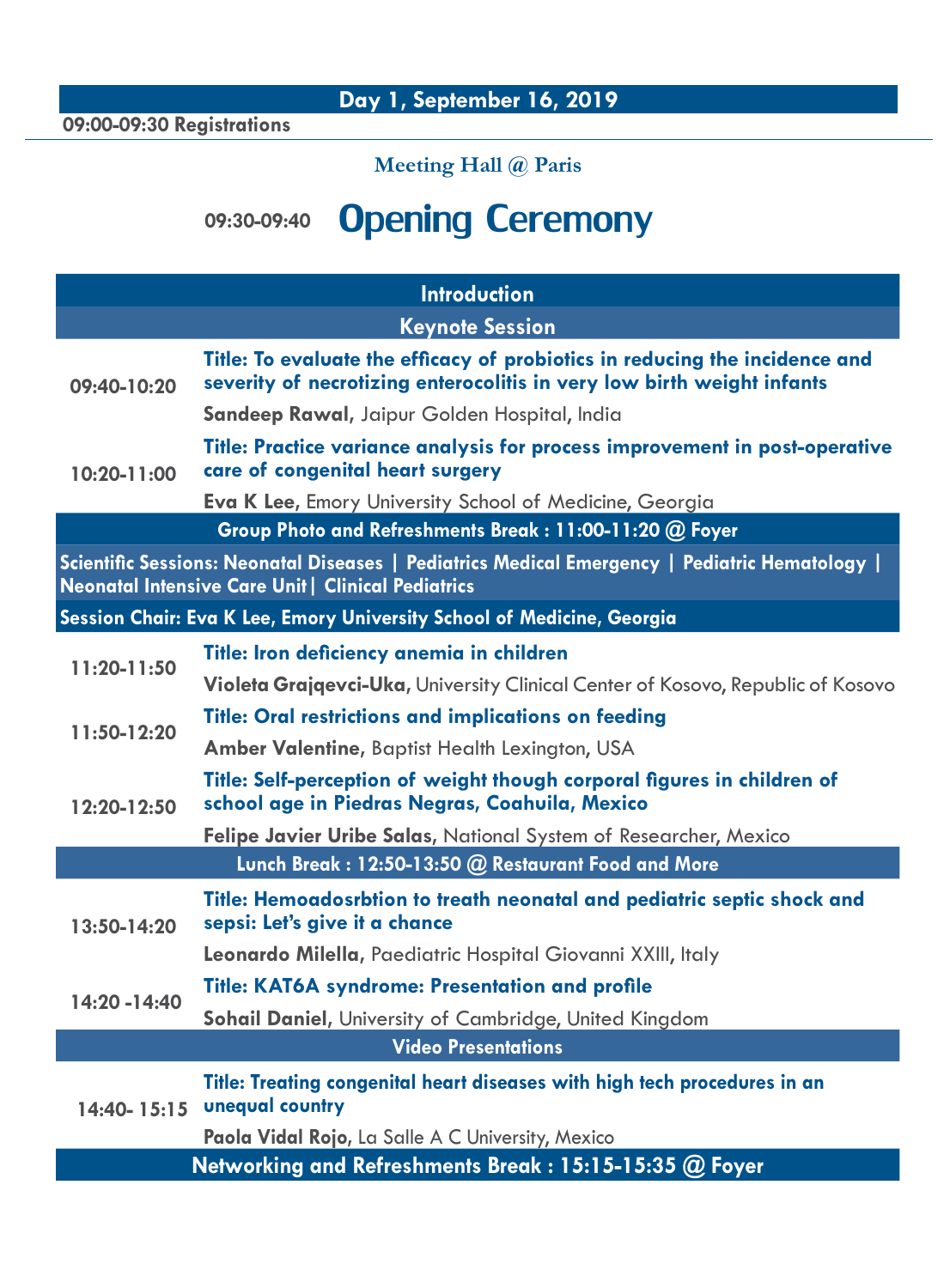## Day 1, September 16, 2019

**09:00-09:30 Registrations**

**Meeting Hall @ Paris**

# 09:30-09:40 Opening Ceremony

### Introduction

### Keynote Session

| Time | Session |
|---|---|
| 09:40-10:20 | **Title: To evaluate the efficacy of probiotics in reducing the incidence and severity of necrotizing enterocolitis in very low birth weight infants**<br>**Sandeep Rawal,** Jaipur Golden Hospital, India |
| 10:20-11:00 | **Title: Practice variance analysis for process improvement in post-operative care of congenital heart surgery**<br>**Eva K Lee,** Emory University School of Medicine, Georgia |

**Group Photo and Refreshments Break : 11:00-11:20 @ Foyer**

**Scientific Sessions: Neonatal Diseases | Pediatrics Medical Emergency | Pediatric Hematology | Neonatal Intensive Care Unit| Clinical Pediatrics**

**Session Chair: Eva K Lee, Emory University School of Medicine, Georgia**

| Time | Session |
|---|---|
| 11:20-11:50 | **Title: Iron deficiency anemia in children**<br>**Violeta Grajqevci-Uka,** University Clinical Center of Kosovo, Republic of Kosovo |
| 11:50-12:20 | **Title: Oral restrictions and implications on feeding**<br>**Amber Valentine,** Baptist Health Lexington, USA |
| 12:20-12:50 | **Title: Self-perception of weight though corporal figures in children of school age in Piedras Negras, Coahuila, Mexico**<br>**Felipe Javier Uribe Salas,** National System of Researcher, Mexico |

**Lunch Break : 12:50-13:50 @ Restaurant Food and More**

| Time | Session |
|---|---|
| 13:50-14:20 | **Title: Hemoadosrbtion to treath neonatal and pediatric septic shock and sepsi: Let's give it a chance**<br>**Leonardo Milella,** Paediatric Hospital Giovanni XXIII, Italy |
| 14:20 -14:40 | **Title: KAT6A syndrome: Presentation and profile**<br>**Sohail Daniel,** University of Cambridge, United Kingdom |

### Video Presentations

| Time | Session |
|---|---|
| 14:40- 15:15 | **Title: Treating congenital heart diseases with high tech procedures in an unequal country**<br>**Paola Vidal Rojo,** La Salle A C University, Mexico |

**Networking and Refreshments Break : 15:15-15:35 @ Foyer**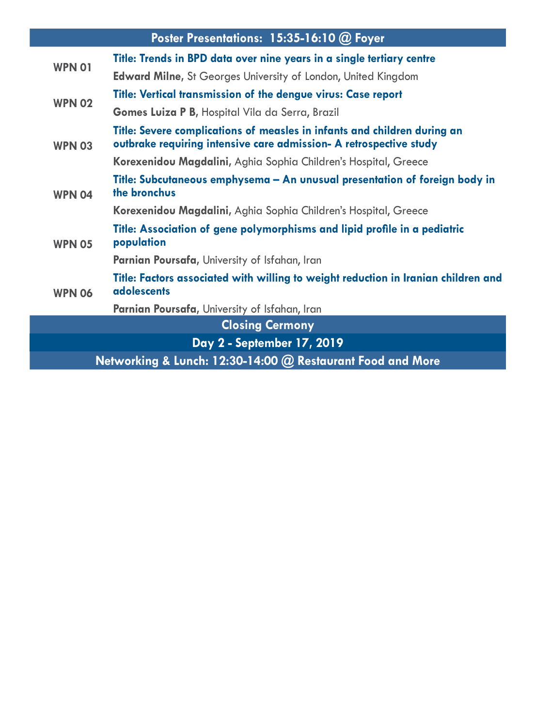| Poster Presentations: 15:35-16:10 @ Foyer | |
|---|---|
| WPN 01 | **Title: Trends in BPD data over nine years in a single tertiary centre**<br>**Edward Milne**, St Georges University of London, United Kingdom |
| WPN 02 | **Title: Vertical transmission of the dengue virus: Case report**<br>**Gomes Luiza P B**, Hospital Vila da Serra, Brazil |
| WPN 03 | **Title: Severe complications of measles in infants and children during an outbrake requiring intensive care admission- A retrospective study**<br>**Korexenidou Magdalini**, Aghia Sophia Children's Hospital, Greece |
| WPN 04 | **Title: Subcutaneous emphysema – An unusual presentation of foreign body in the bronchus**<br>**Korexenidou Magdalini**, Aghia Sophia Children's Hospital, Greece |
| WPN 05 | **Title: Association of gene polymorphisms and lipid profile in a pediatric population**<br>**Parnian Poursafa**, University of Isfahan, Iran |
| WPN 06 | **Title: Factors associated with willing to weight reduction in Iranian children and adolescents**<br>**Parnian Poursafa**, University of Isfahan, Iran |

**Closing Cermony**

**Day 2 - September 17, 2019**

**Networking & Lunch: 12:30-14:00 @ Restaurant Food and More**